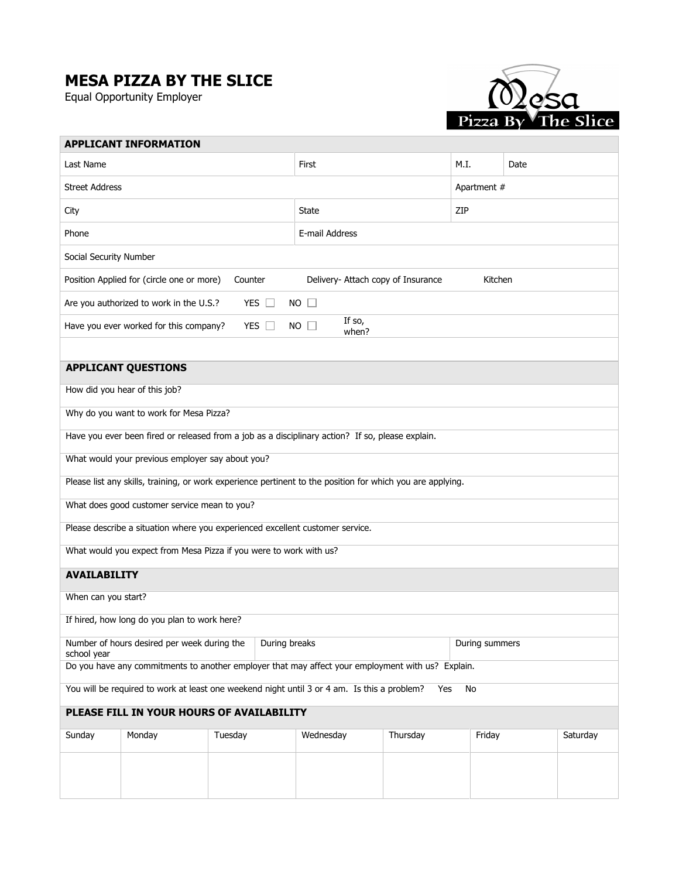# MESA PIZZA BY THE SLICE

Equal Opportunity Employer

## APPLICANT INFORMATION

| Last Name | First | M.I. | Date |
|---|---|---|---|
| Street Address | | Apartment # | |
| City | State | ZIP | |
| Phone | E-mail Address | | |
| Social Security Number | | | |

Position Applied for (circle one or more)   Counter   Delivery- Attach copy of Insurance   Kitchen

Are you authorized to work in the U.S.?   YES ☐   NO ☐

Have you ever worked for this company?   YES ☐   NO ☐   If so, when?

## APPLICANT QUESTIONS

How did you hear of this job?

Why do you want to work for Mesa Pizza?

Have you ever been fired or released from a job as a disciplinary action? If so, please explain.

What would your previous employer say about you?

Please list any skills, training, or work experience pertinent to the position for which you are applying.

What does good customer service mean to you?

Please describe a situation where you experienced excellent customer service.

What would you expect from Mesa Pizza if you were to work with us?

## AVAILABILITY

When can you start?

If hired, how long do you plan to work here?

| Number of hours desired per week during the school year | During breaks | During summers |
|---|---|---|

Do you have any commitments to another employer that may affect your employment with us? Explain.

You will be required to work at least one weekend night until 3 or 4 am. Is this a problem?   Yes   No

## PLEASE FILL IN YOUR HOURS OF AVAILABILITY

| Sunday | Monday | Tuesday | Wednesday | Thursday | Friday | Saturday |
|---|---|---|---|---|---|---|
| | | | | | | |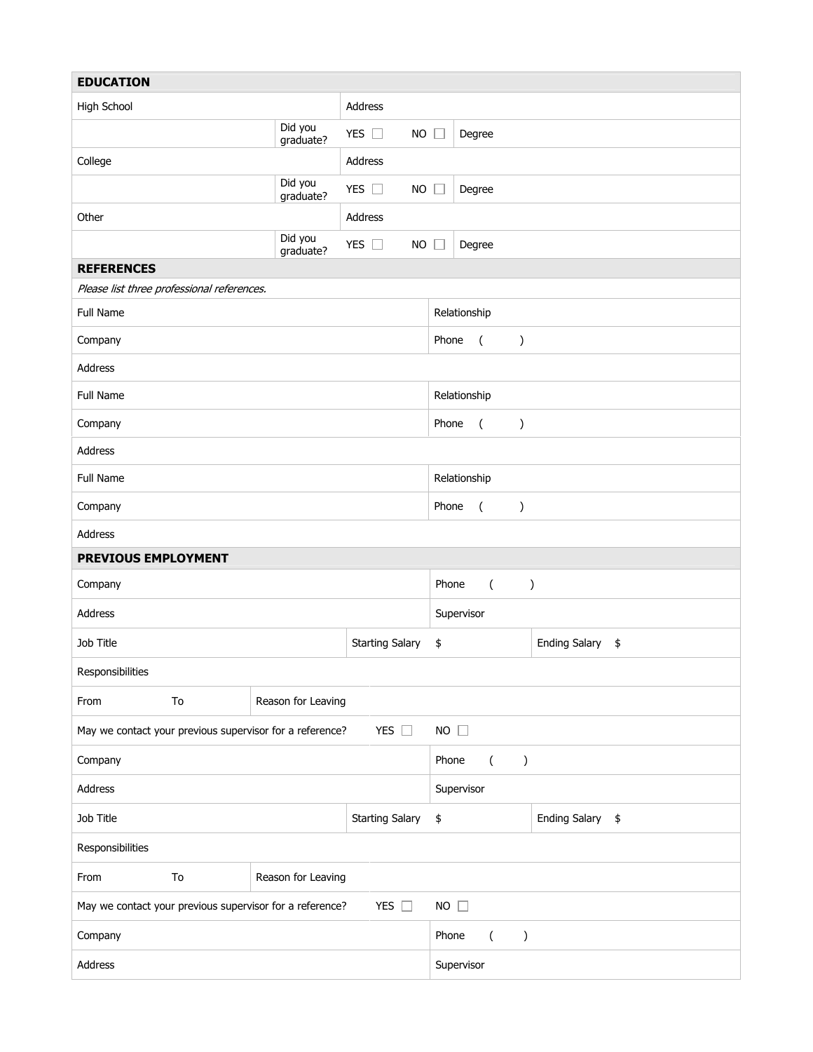## EDUCATION

| High School | | Address | |
|---|---|---|---|
| | Did you graduate? | YES ☐ NO ☐ | Degree |
| College | | Address | |
| | Did you graduate? | YES ☐ NO ☐ | Degree |
| Other | | Address | |
| | Did you graduate? | YES ☐ NO ☐ | Degree |

## REFERENCES

*Please list three professional references.*

| Full Name | Relationship |
|---|---|
| Company | Phone ( ) |
| Address | |
| Full Name | Relationship |
| Company | Phone ( ) |
| Address | |
| Full Name | Relationship |
| Company | Phone ( ) |
| Address | |

## PREVIOUS EMPLOYMENT

| Company | | | Phone ( ) | |
|---|---|---|---|---|
| Address | | | Supervisor | |
| Job Title | | Starting Salary | $ | Ending Salary $ |
| Responsibilities | | | | |
| From To | Reason for Leaving | | | |
| May we contact your previous supervisor for a reference? | | YES ☐ | NO ☐ | |
| Company | | | Phone ( ) | |
| Address | | | Supervisor | |
| Job Title | | Starting Salary | $ | Ending Salary $ |
| Responsibilities | | | | |
| From To | Reason for Leaving | | | |
| May we contact your previous supervisor for a reference? | | YES ☐ | NO ☐ | |
| Company | | | Phone ( ) | |
| Address | | | Supervisor | |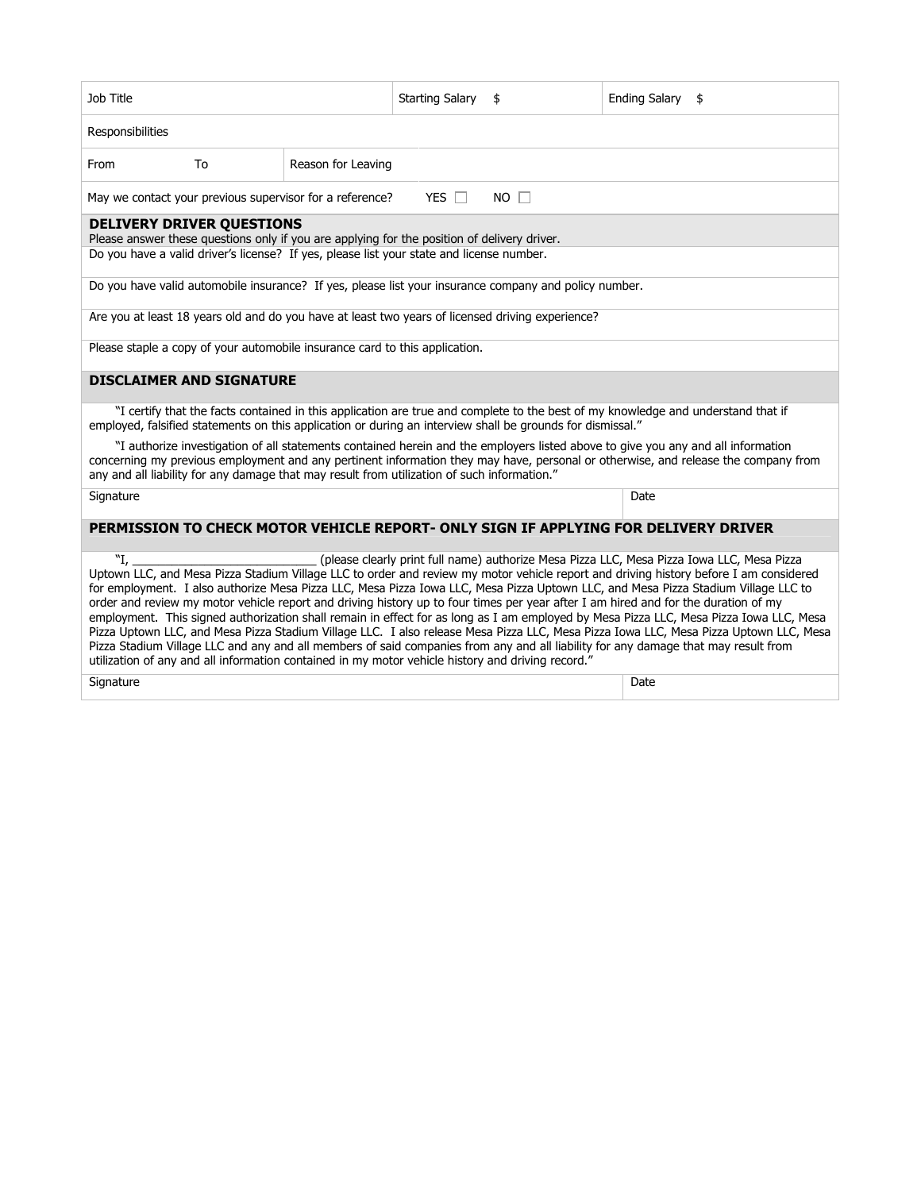| | | | |
|---|---|---|---|
| Job Title | | Starting Salary $ | Ending Salary $ |
| Responsibilities | | | |
| From To | Reason for Leaving | | |
| May we contact your previous supervisor for a reference? YES ☐ NO ☐ | | | |

## DELIVERY DRIVER QUESTIONS

Please answer these questions only if you are applying for the position of delivery driver.

Do you have a valid driver's license? If yes, please list your state and license number.

Do you have valid automobile insurance? If yes, please list your insurance company and policy number.

Are you at least 18 years old and do you have at least two years of licensed driving experience?

Please staple a copy of your automobile insurance card to this application.

## DISCLAIMER AND SIGNATURE

"I certify that the facts contained in this application are true and complete to the best of my knowledge and understand that if employed, falsified statements on this application or during an interview shall be grounds for dismissal."

"I authorize investigation of all statements contained herein and the employers listed above to give you any and all information concerning my previous employment and any pertinent information they may have, personal or otherwise, and release the company from any and all liability for any damage that may result from utilization of such information."

| | |
|---|---|
| Signature | Date |

## PERMISSION TO CHECK MOTOR VEHICLE REPORT- ONLY SIGN IF APPLYING FOR DELIVERY DRIVER

"I, ____________________________ (please clearly print full name) authorize Mesa Pizza LLC, Mesa Pizza Iowa LLC, Mesa Pizza Uptown LLC, and Mesa Pizza Stadium Village LLC to order and review my motor vehicle report and driving history before I am considered for employment. I also authorize Mesa Pizza LLC, Mesa Pizza Iowa LLC, Mesa Pizza Uptown LLC, and Mesa Pizza Stadium Village LLC to order and review my motor vehicle report and driving history up to four times per year after I am hired and for the duration of my employment. This signed authorization shall remain in effect for as long as I am employed by Mesa Pizza LLC, Mesa Pizza Iowa LLC, Mesa Pizza Uptown LLC, and Mesa Pizza Stadium Village LLC. I also release Mesa Pizza LLC, Mesa Pizza Iowa LLC, Mesa Pizza Uptown LLC, Mesa Pizza Stadium Village LLC and any and all members of said companies from any and all liability for any damage that may result from utilization of any and all information contained in my motor vehicle history and driving record."

| | |
|---|---|
| Signature | Date |